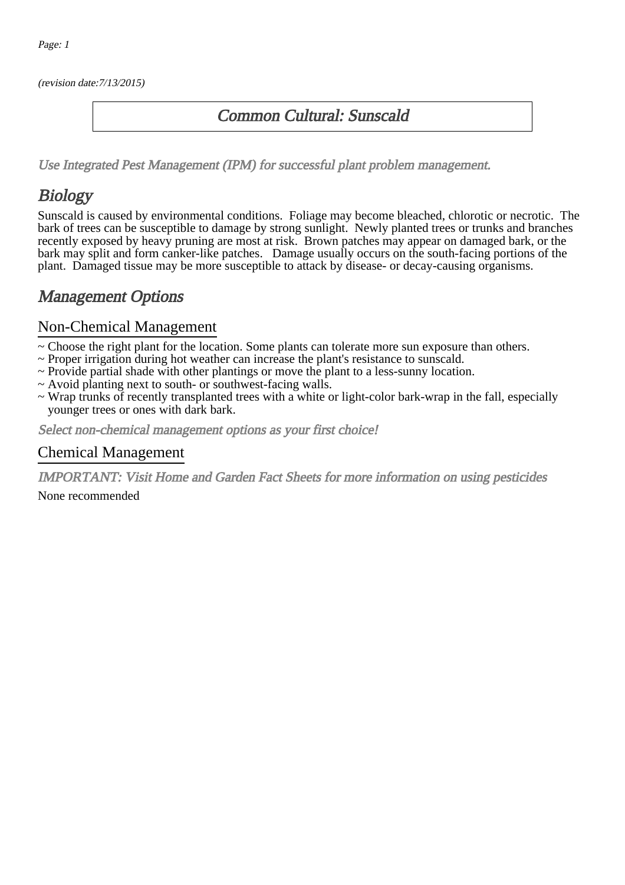*(revision date:7/13/2015)*

# Common Cultural: Sunscald

*Use Integrated Pest Management (IPM) for successful plant problem management.*

## Biology

Sunscald is caused by environmental conditions. Foliage may become bleached, chlorotic or necrotic. The bark of trees can be susceptible to damage by strong sunlight. Newly planted trees or trunks and branches recently exposed by heavy pruning are most at risk. Brown patches may appear on damaged bark, or the bark may split and form canker-like patches. Damage usually occurs on the south-facing portions of the plant. Damaged tissue may be more susceptible to attack by disease- or decay-causing organisms.

## Management Options

### Non-Chemical Management

~ Choose the right plant for the location. Some plants can tolerate more sun exposure than others.
~ Proper irrigation during hot weather can increase the plant's resistance to sunscald.
~ Provide partial shade with other plantings or move the plant to a less-sunny location.
~ Avoid planting next to south- or southwest-facing walls.
~ Wrap trunks of recently transplanted trees with a white or light-color bark-wrap in the fall, especially younger trees or ones with dark bark.

*Select non-chemical management options as your first choice!*

### Chemical Management

*IMPORTANT: Visit Home and Garden Fact Sheets for more information on using pesticides*

None recommended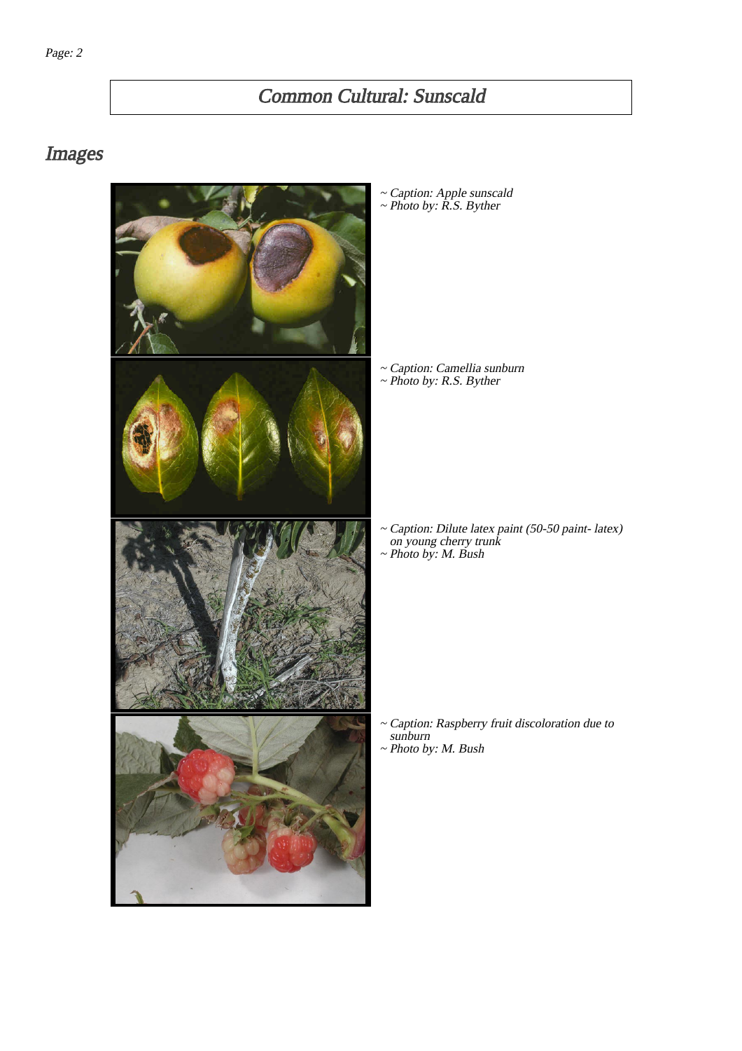# Common Cultural: Sunscald

## Images

~ Caption: Apple sunscald
~ Photo by: R.S. Byther

~ Caption: Camellia sunburn
~ Photo by: R.S. Byther

~ Caption: Dilute latex paint (50-50 paint- latex) on young cherry trunk
~ Photo by: M. Bush

~ Caption: Raspberry fruit discoloration due to sunburn
~ Photo by: M. Bush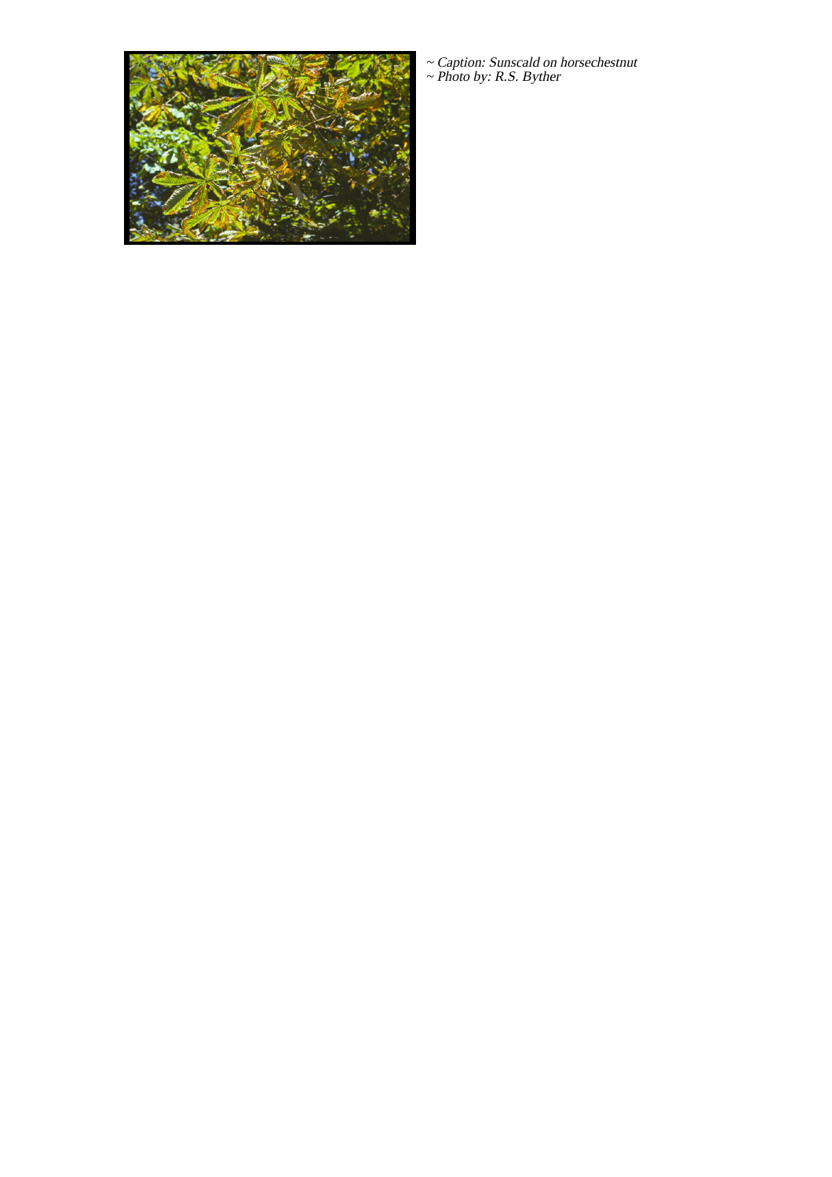~ *Caption: Sunscald on horsechestnut*
~ *Photo by: R.S. Byther*